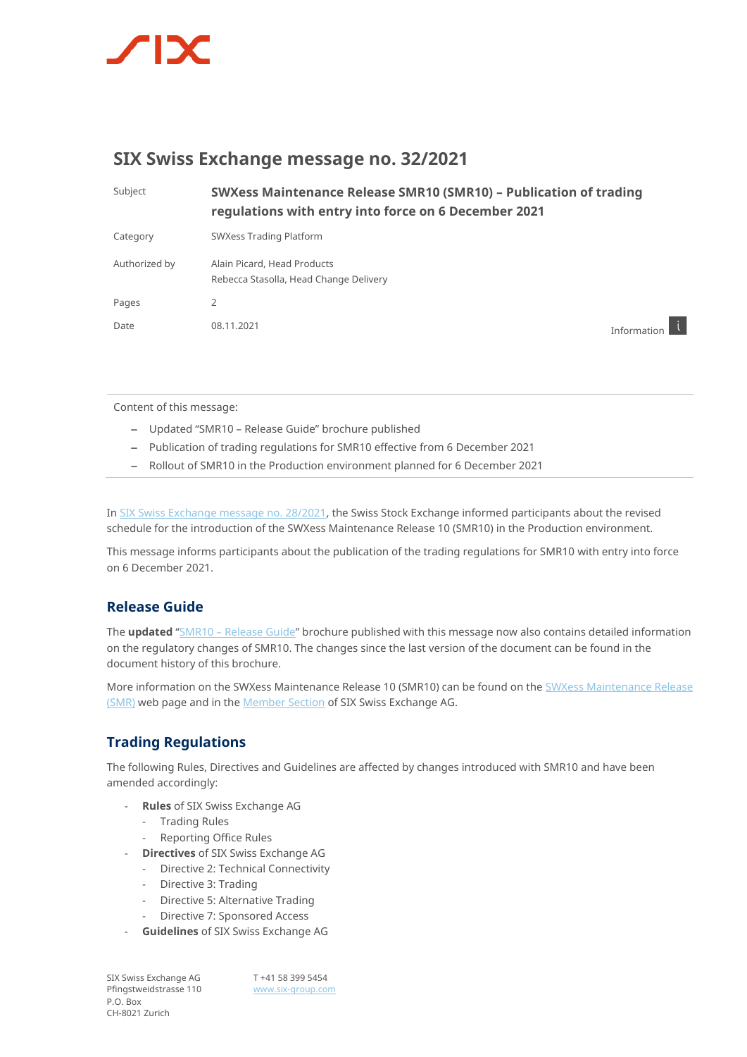# SIX Swiss Exchange message no. 32/2021

| | |
|---|---|
| Subject | **SWXess Maintenance Release SMR10 (SMR10) – Publication of trading regulations with entry into force on 6 December 2021** |
| Category | SWXess Trading Platform |
| Authorized by | Alain Picard, Head Products<br>Rebecca Stasolla, Head Change Delivery |
| Pages | 2 |
| Date | 08.11.2021 |

Information

Content of this message:

- Updated "SMR10 – Release Guide" brochure published
- Publication of trading regulations for SMR10 effective from 6 December 2021
- Rollout of SMR10 in the Production environment planned for 6 December 2021

In SIX Swiss Exchange message no. 28/2021, the Swiss Stock Exchange informed participants about the revised schedule for the introduction of the SWXess Maintenance Release 10 (SMR10) in the Production environment.

This message informs participants about the publication of the trading regulations for SMR10 with entry into force on 6 December 2021.

## Release Guide

The **updated** "SMR10 – Release Guide" brochure published with this message now also contains detailed information on the regulatory changes of SMR10. The changes since the last version of the document can be found in the document history of this brochure.

More information on the SWXess Maintenance Release 10 (SMR10) can be found on the SWXess Maintenance Release (SMR) web page and in the Member Section of SIX Swiss Exchange AG.

## Trading Regulations

The following Rules, Directives and Guidelines are affected by changes introduced with SMR10 and have been amended accordingly:

- **Rules** of SIX Swiss Exchange AG
  - Trading Rules
  - Reporting Office Rules
- **Directives** of SIX Swiss Exchange AG
  - Directive 2: Technical Connectivity
  - Directive 3: Trading
  - Directive 5: Alternative Trading
  - Directive 7: Sponsored Access
- **Guidelines** of SIX Swiss Exchange AG

SIX Swiss Exchange AG
Pfingstweidstrasse 110
P.O. Box
CH-8021 Zurich

T +41 58 399 5454
www.six-group.com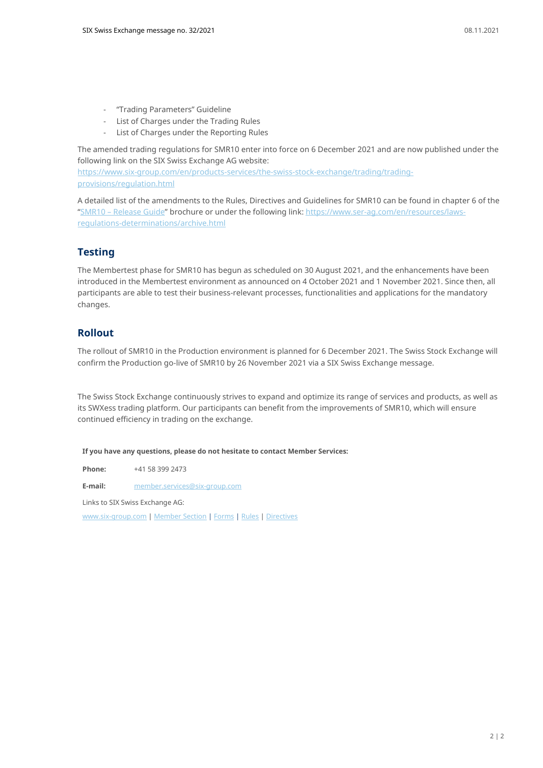- "Trading Parameters" Guideline
- List of Charges under the Trading Rules
- List of Charges under the Reporting Rules

The amended trading regulations for SMR10 enter into force on 6 December 2021 and are now published under the following link on the SIX Swiss Exchange AG website:
[https://www.six-group.com/en/products-services/the-swiss-stock-exchange/trading/trading-provisions/regulation.html](https://www.six-group.com/en/products-services/the-swiss-stock-exchange/trading/trading-provisions/regulation.html)

A detailed list of the amendments to the Rules, Directives and Guidelines for SMR10 can be found in chapter 6 of the "SMR10 – Release Guide" brochure or under the following link: [https://www.ser-ag.com/en/resources/laws-regulations-determinations/archive.html](https://www.ser-ag.com/en/resources/laws-regulations-determinations/archive.html)

## Testing

The Membertest phase for SMR10 has begun as scheduled on 30 August 2021, and the enhancements have been introduced in the Membertest environment as announced on 4 October 2021 and 1 November 2021. Since then, all participants are able to test their business-relevant processes, functionalities and applications for the mandatory changes.

## Rollout

The rollout of SMR10 in the Production environment is planned for 6 December 2021. The Swiss Stock Exchange will confirm the Production go-live of SMR10 by 26 November 2021 via a SIX Swiss Exchange message.

The Swiss Stock Exchange continuously strives to expand and optimize its range of services and products, as well as its SWXess trading platform. Our participants can benefit from the improvements of SMR10, which will ensure continued efficiency in trading on the exchange.

**If you have any questions, please do not hesitate to contact Member Services:**

**Phone:** +41 58 399 2473

**E-mail:** member.services@six-group.com

Links to SIX Swiss Exchange AG:

www.six-group.com | Member Section | Forms | Rules | Directives